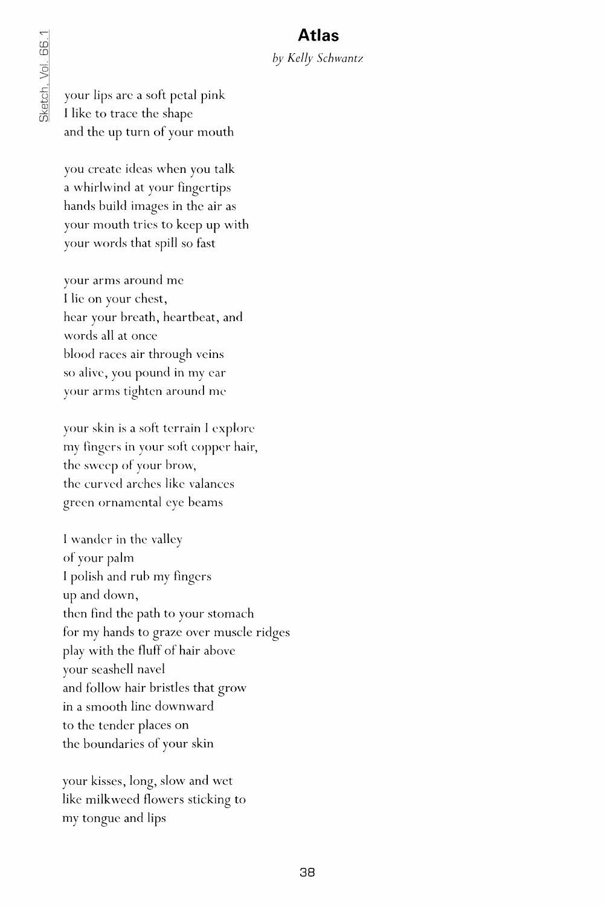# Atlas

*by Kelly Schwantz*

your lips are a soft petal pink
I like to trace the shape
and the up turn of your mouth

you create ideas when you talk
a whirlwind at your fingertips
hands build images in the air as
your mouth tries to keep up with
your words that spill so fast

your arms around me
I lie on your chest,
hear your breath, heartbeat, and
words all at once
blood races air through veins
so alive, you pound in my ear
your arms tighten around me

your skin is a soft terrain I explore
my fingers in your soft copper hair,
the sweep of your brow,
the curved arches like valances
green ornamental eye beams

I wander in the valley
of your palm
I polish and rub my fingers
up and down,
then find the path to your stomach
for my hands to graze over muscle ridges
play with the fluff of hair above
your seashell navel
and follow hair bristles that grow
in a smooth line downward
to the tender places on
the boundaries of your skin

your kisses, long, slow and wet
like milkweed flowers sticking to
my tongue and lips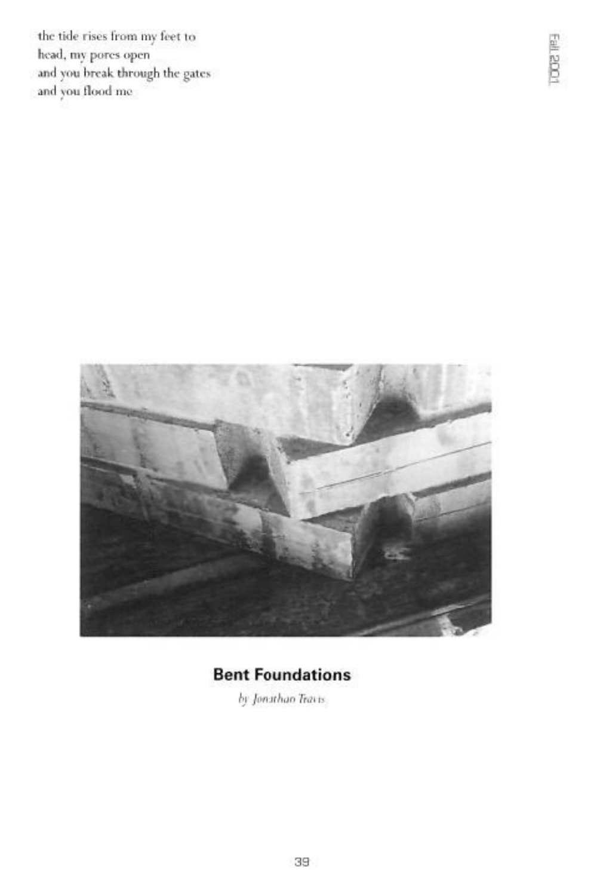the tide rises from my feet to
head, my pores open
and you break through the gates
and you flood me

**Bent Foundations**

*by Jonathan Travis*